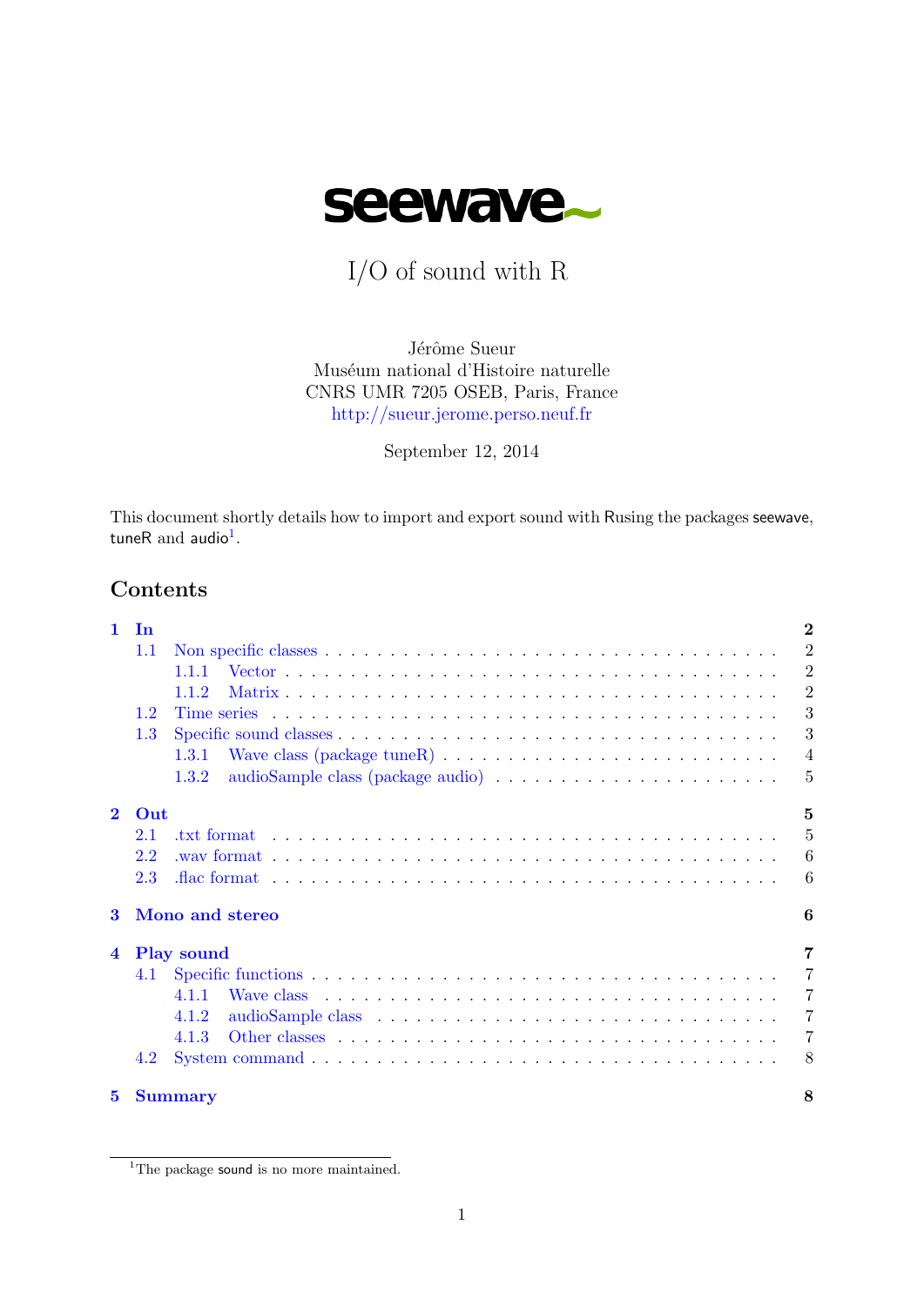# seewave

## I/O of sound with R

Jérôme Sueur
Muséum national d'Histoire naturelle
CNRS UMR 7205 OSEB, Paris, France
http://sueur.jerome.perso.neuf.fr

September 12, 2014

This document shortly details how to import and export sound with Rusing the packages seewave, tuneR and audio[1].

## Contents

- 1 In — 2
  - 1.1 Non specific classes — 2
    - 1.1.1 Vector — 2
    - 1.1.2 Matrix — 2
  - 1.2 Time series — 3
  - 1.3 Specific sound classes — 3
    - 1.3.1 Wave class (package tuneR) — 4
    - 1.3.2 audioSample class (package audio) — 5
- 2 Out — 5
  - 2.1 .txt format — 5
  - 2.2 .wav format — 6
  - 2.3 .flac format — 6
- 3 Mono and stereo — 6
- 4 Play sound — 7
  - 4.1 Specific functions — 7
    - 4.1.1 Wave class — 7
    - 4.1.2 audioSample class — 7
    - 4.1.3 Other classes — 7
  - 4.2 System command — 8
- 5 Summary — 8

[1] The package sound is no more maintained.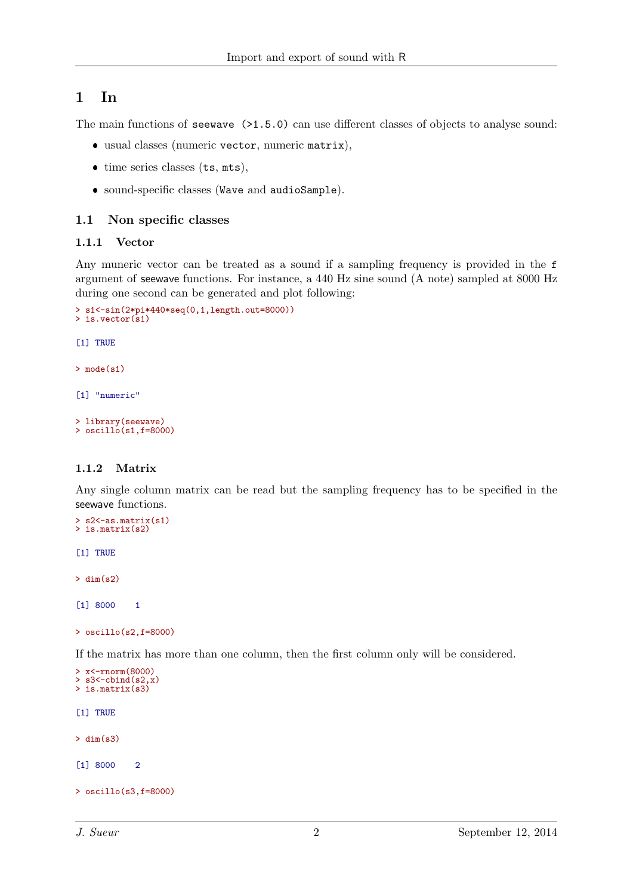# 1 In

The main functions of `seewave (>1.5.0)` can use different classes of objects to analyse sound:

- usual classes (numeric `vector`, numeric `matrix`),
- time series classes (`ts`, `mts`),
- sound-specific classes (`Wave` and `audioSample`).

## 1.1 Non specific classes

### 1.1.1 Vector

Any muneric vector can be treated as a sound if a sampling frequency is provided in the `f` argument of seewave functions. For instance, a 440 Hz sine sound (A note) sampled at 8000 Hz during one second can be generated and plot following:

```
> s1<-sin(2*pi*440*seq(0,1,length.out=8000))
> is.vector(s1)

[1] TRUE

> mode(s1)

[1] "numeric"

> library(seewave)
> oscillo(s1,f=8000)
```

### 1.1.2 Matrix

Any single column matrix can be read but the sampling frequency has to be specified in the seewave functions.

```
> s2<-as.matrix(s1)
> is.matrix(s2)

[1] TRUE

> dim(s2)

[1] 8000    1

> oscillo(s2,f=8000)
```

If the matrix has more than one column, then the first column only will be considered.

```
> x<-rnorm(8000)
> s3<-cbind(s2,x)
> is.matrix(s3)

[1] TRUE

> dim(s3)

[1] 8000    2

> oscillo(s3,f=8000)
```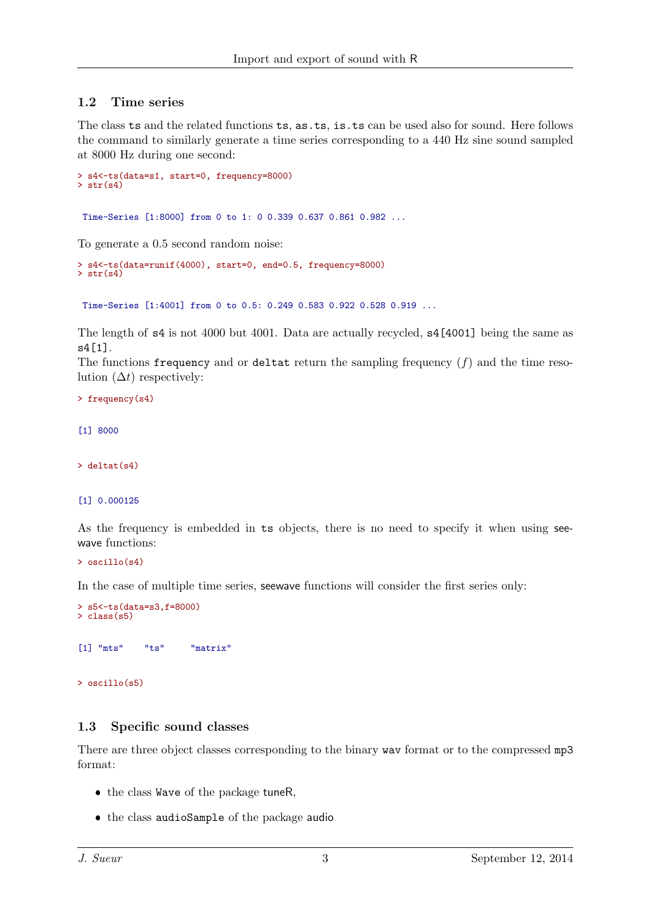## 1.2 Time series

The class `ts` and the related functions `ts`, `as.ts`, `is.ts` can be used also for sound. Here follows the command to similarly generate a time series corresponding to a 440 Hz sine sound sampled at 8000 Hz during one second:

```
> s4<-ts(data=s1, start=0, frequency=8000)
> str(s4)
```

```
 Time-Series [1:8000] from 0 to 1: 0 0.339 0.637 0.861 0.982 ...
```

To generate a 0.5 second random noise:

```
> s4<-ts(data=runif(4000), start=0, end=0.5, frequency=8000)
> str(s4)
```

```
 Time-Series [1:4001] from 0 to 0.5: 0.249 0.583 0.922 0.528 0.919 ...
```

The length of `s4` is not 4000 but 4001. Data are actually recycled, `s4[4001]` being the same as `s4[1]`.
The functions `frequency` and or `deltat` return the sampling frequency ($f$) and the time resolution ($\Delta t$) respectively:

```
> frequency(s4)
```

```
[1] 8000
```

```
> deltat(s4)
```

```
[1] 0.000125
```

As the frequency is embedded in `ts` objects, there is no need to specify it when using seewave functions:

```
> oscillo(s4)
```

In the case of multiple time series, seewave functions will consider the first series only:

```
> s5<-ts(data=s3,f=8000)
> class(s5)
```

```
[1] "mts"    "ts"     "matrix"
```

```
> oscillo(s5)
```

## 1.3 Specific sound classes

There are three object classes corresponding to the binary `wav` format or to the compressed `mp3` format:

- the class `Wave` of the package tuneR,
- the class `audioSample` of the package audio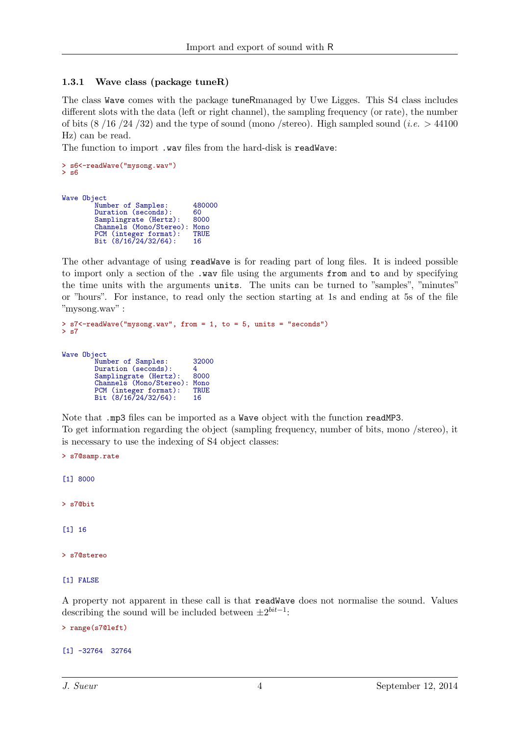### 1.3.1 Wave class (package tuneR)

The class `Wave` comes with the package `tuneR`managed by Uwe Ligges. This S4 class includes different slots with the data (left or right channel), the sampling frequency (or rate), the number of bits (8 /16 /24 /32) and the type of sound (mono /stereo). High sampled sound (*i.e.* > 44100 Hz) can be read.

The function to import `.wav` files from the hard-disk is `readWave`:

```
> s6<-readWave("mysong.wav")
> s6


Wave Object
        Number of Samples:      480000
        Duration (seconds):     60
        Samplingrate (Hertz):   8000
        Channels (Mono/Stereo): Mono
        PCM (integer format):   TRUE
        Bit (8/16/24/32/64):    16
```

The other advantage of using `readWave` is for reading part of long files. It is indeed possible to import only a section of the `.wav` file using the arguments `from` and `to` and by specifying the time units with the arguments `units`. The units can be turned to "samples", "minutes" or "hours". For instance, to read only the section starting at 1s and ending at 5s of the file "mysong.wav" :

```
> s7<-readWave("mysong.wav", from = 1, to = 5, units = "seconds")
> s7


Wave Object
        Number of Samples:      32000
        Duration (seconds):     4
        Samplingrate (Hertz):   8000
        Channels (Mono/Stereo): Mono
        PCM (integer format):   TRUE
        Bit (8/16/24/32/64):    16
```

Note that `.mp3` files can be imported as a `Wave` object with the function `readMP3`.
To get information regarding the object (sampling frequency, number of bits, mono /stereo), it is necessary to use the indexing of S4 object classes:

```
> s7@samp.rate

[1] 8000

> s7@bit

[1] 16

> s7@stereo

[1] FALSE
```

A property not apparent in these call is that `readWave` does not normalise the sound. Values describing the sound will be included between $\pm 2^{bit-1}$:

```
> range(s7@left)

[1] -32764  32764
```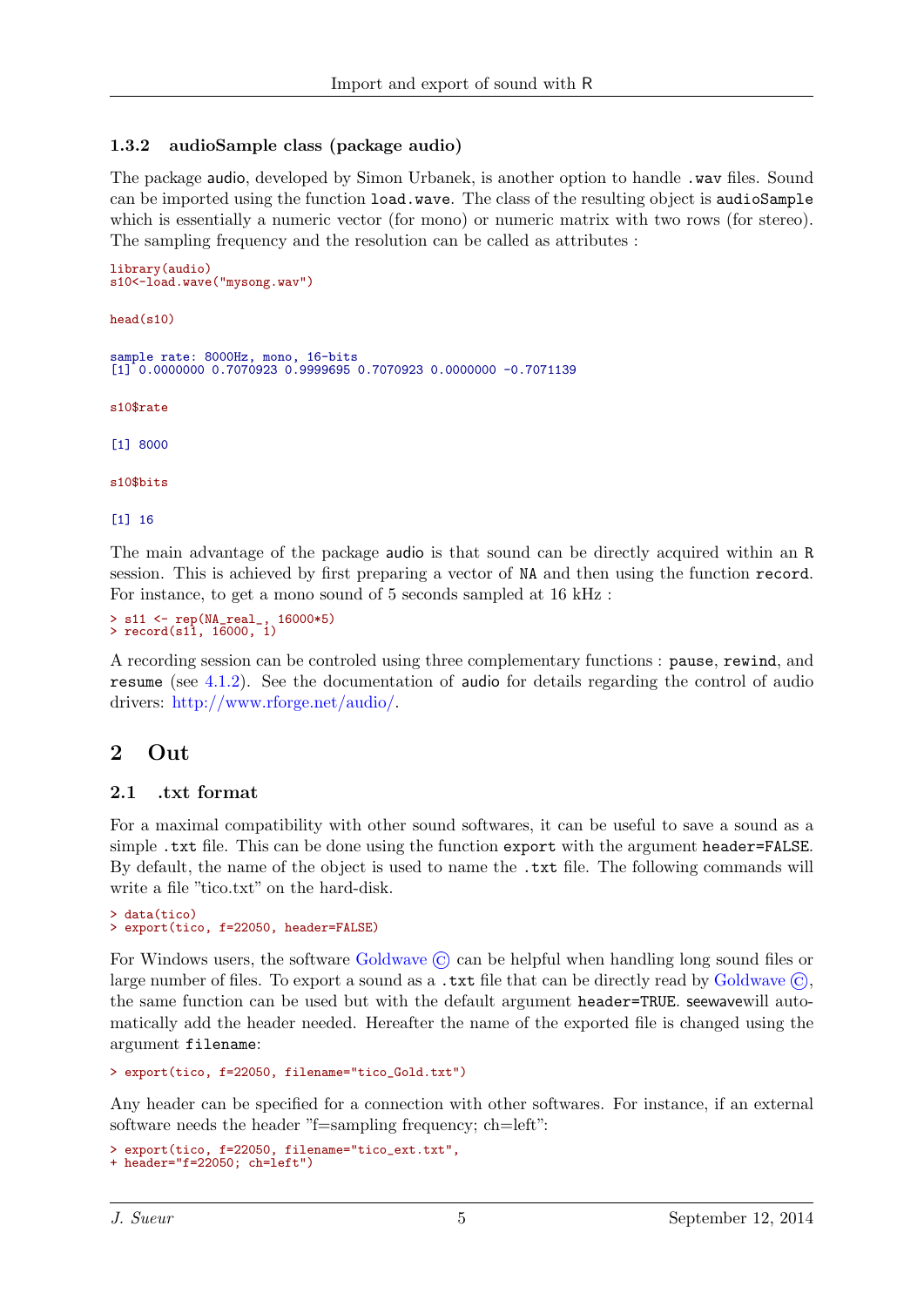### 1.3.2 audioSample class (package audio)

The package audio, developed by Simon Urbanek, is another option to handle .wav files. Sound can be imported using the function load.wave. The class of the resulting object is audioSample which is essentially a numeric vector (for mono) or numeric matrix with two rows (for stereo). The sampling frequency and the resolution can be called as attributes :

```
library(audio)
s10<-load.wave("mysong.wav")

head(s10)

sample rate: 8000Hz, mono, 16-bits
[1] 0.0000000 0.7070923 0.9999695 0.7070923 0.0000000 -0.7071139

s10$rate

[1] 8000

s10$bits

[1] 16
```

The main advantage of the package audio is that sound can be directly acquired within an R session. This is achieved by first preparing a vector of NA and then using the function record. For instance, to get a mono sound of 5 seconds sampled at 16 kHz :

```
> s11 <- rep(NA_real_, 16000*5)
> record(s11, 16000, 1)
```

A recording session can be controled using three complementary functions : pause, rewind, and resume (see 4.1.2). See the documentation of audio for details regarding the control of audio drivers: http://www.rforge.net/audio/.

## 2 Out

### 2.1 .txt format

For a maximal compatibility with other sound softwares, it can be useful to save a sound as a simple .txt file. This can be done using the function export with the argument header=FALSE. By default, the name of the object is used to name the .txt file. The following commands will write a file "tico.txt" on the hard-disk.

```
> data(tico)
> export(tico, f=22050, header=FALSE)
```

For Windows users, the software Goldwave © can be helpful when handling long sound files or large number of files. To export a sound as a .txt file that can be directly read by Goldwave ©, the same function can be used but with the default argument header=TRUE. seewavewill automatically add the header needed. Hereafter the name of the exported file is changed using the argument filename:

```
> export(tico, f=22050, filename="tico_Gold.txt")
```

Any header can be specified for a connection with other softwares. For instance, if an external software needs the header "f=sampling frequency; ch=left":

```
> export(tico, f=22050, filename="tico_ext.txt",
+ header="f=22050; ch=left")
```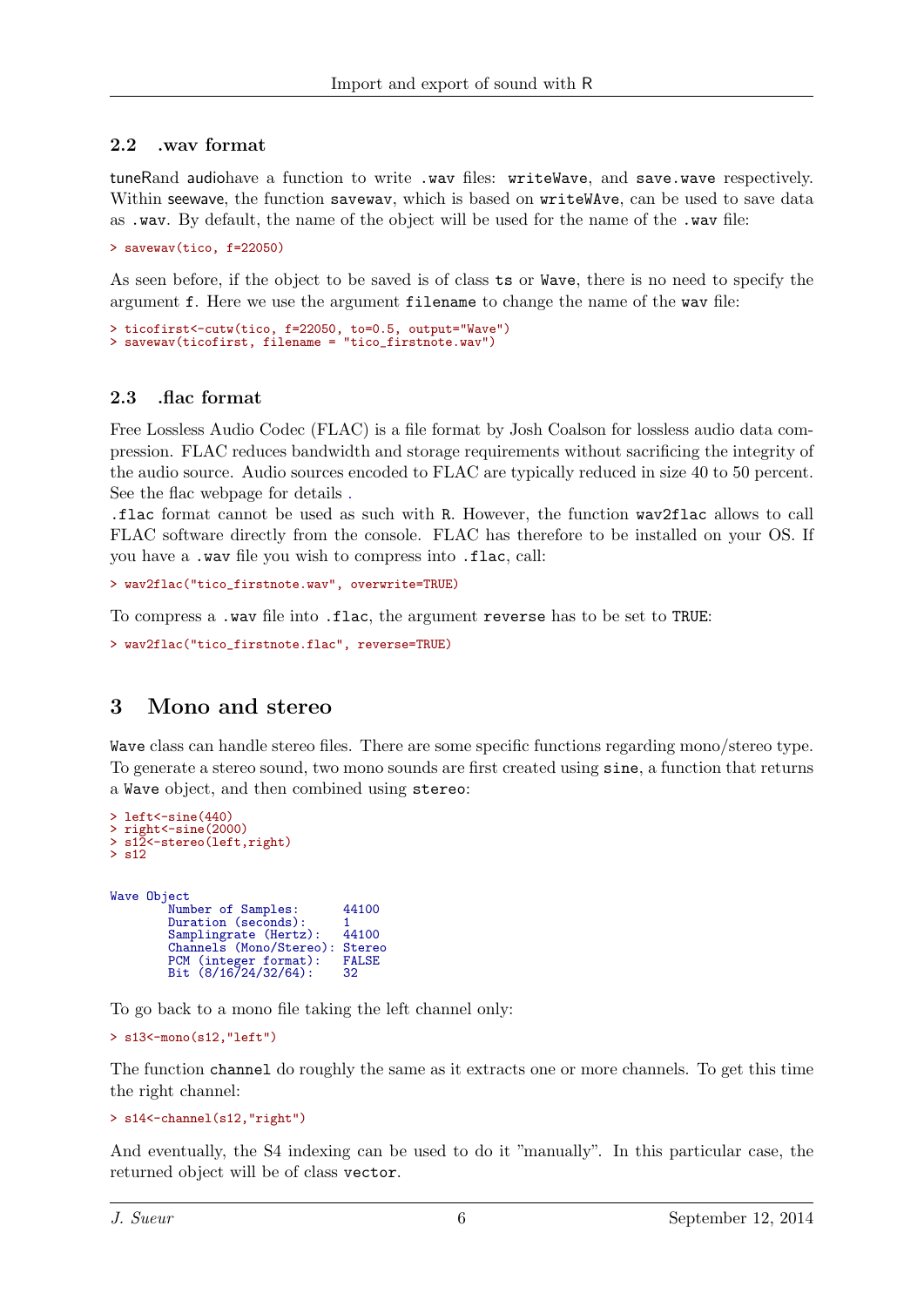## 2.2 .wav format

tuneRand audiohave a function to write .wav files: `writeWave`, and `save.wave` respectively. Within seewave, the function `savewav`, which is based on `writeWAve`, can be used to save data as .wav. By default, the name of the object will be used for the name of the .wav file:

```
> savewav(tico, f=22050)
```

As seen before, if the object to be saved is of class `ts` or `Wave`, there is no need to specify the argument `f`. Here we use the argument `filename` to change the name of the `wav` file:

```
> ticofirst<-cutw(tico, f=22050, to=0.5, output="Wave")
> savewav(ticofirst, filename = "tico_firstnote.wav")
```

## 2.3 .flac format

Free Lossless Audio Codec (FLAC) is a file format by Josh Coalson for lossless audio data compression. FLAC reduces bandwidth and storage requirements without sacrificing the integrity of the audio source. Audio sources encoded to FLAC are typically reduced in size 40 to 50 percent. See the flac webpage for details .

.flac format cannot be used as such with R. However, the function `wav2flac` allows to call FLAC software directly from the console. FLAC has therefore to be installed on your OS. If you have a .wav file you wish to compress into .flac, call:

```
> wav2flac("tico_firstnote.wav", overwrite=TRUE)
```

To compress a .wav file into .flac, the argument `reverse` has to be set to `TRUE`:

```
> wav2flac("tico_firstnote.flac", reverse=TRUE)
```

# 3 Mono and stereo

`Wave` class can handle stereo files. There are some specific functions regarding mono/stereo type. To generate a stereo sound, two mono sounds are first created using `sine`, a function that returns a `Wave` object, and then combined using `stereo`:

```
> left<-sine(440)
> right<-sine(2000)
> s12<-stereo(left,right)
> s12
```

```
Wave Object
	Number of Samples:      44100
	Duration (seconds):     1
	Samplingrate (Hertz):   44100
	Channels (Mono/Stereo): Stereo
	PCM (integer format):   FALSE
	Bit (8/16/24/32/64):    32
```

To go back to a mono file taking the left channel only:

```
> s13<-mono(s12,"left")
```

The function `channel` do roughly the same as it extracts one or more channels. To get this time the right channel:

```
> s14<-channel(s12,"right")
```

And eventually, the S4 indexing can be used to do it "manually". In this particular case, the returned object will be of class `vector`.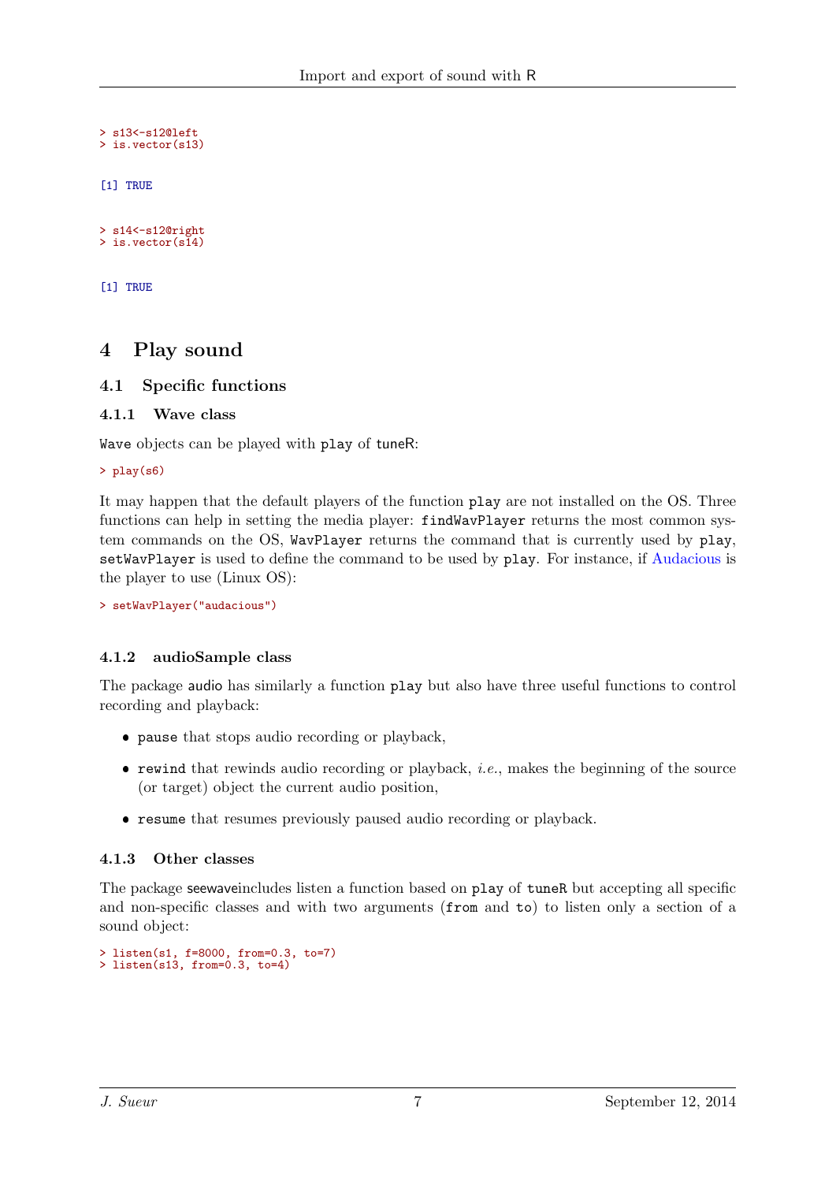```
> s13<-s12@left
> is.vector(s13)
```

```
[1] TRUE
```

```
> s14<-s12@right
> is.vector(s14)
```

```
[1] TRUE
```

# 4 Play sound

## 4.1 Specific functions

### 4.1.1 Wave class

`Wave` objects can be played with `play` of `tuneR`:

```
> play(s6)
```

It may happen that the default players of the function `play` are not installed on the OS. Three functions can help in setting the media player: `findWavPlayer` returns the most common system commands on the OS, `WavPlayer` returns the command that is currently used by `play`, `setWavPlayer` is used to define the command to be used by `play`. For instance, if Audacious is the player to use (Linux OS):

```
> setWavPlayer("audacious")
```

### 4.1.2 audioSample class

The package `audio` has similarly a function `play` but also have three useful functions to control recording and playback:

- `pause` that stops audio recording or playback,
- `rewind` that rewinds audio recording or playback, *i.e.*, makes the beginning of the source (or target) object the current audio position,
- `resume` that resumes previously paused audio recording or playback.

### 4.1.3 Other classes

The package `seewave`includes listen a function based on `play` of `tuneR` but accepting all specific and non-specific classes and with two arguments (`from` and `to`) to listen only a section of a sound object:

```
> listen(s1, f=8000, from=0.3, to=7)
> listen(s13, from=0.3, to=4)
```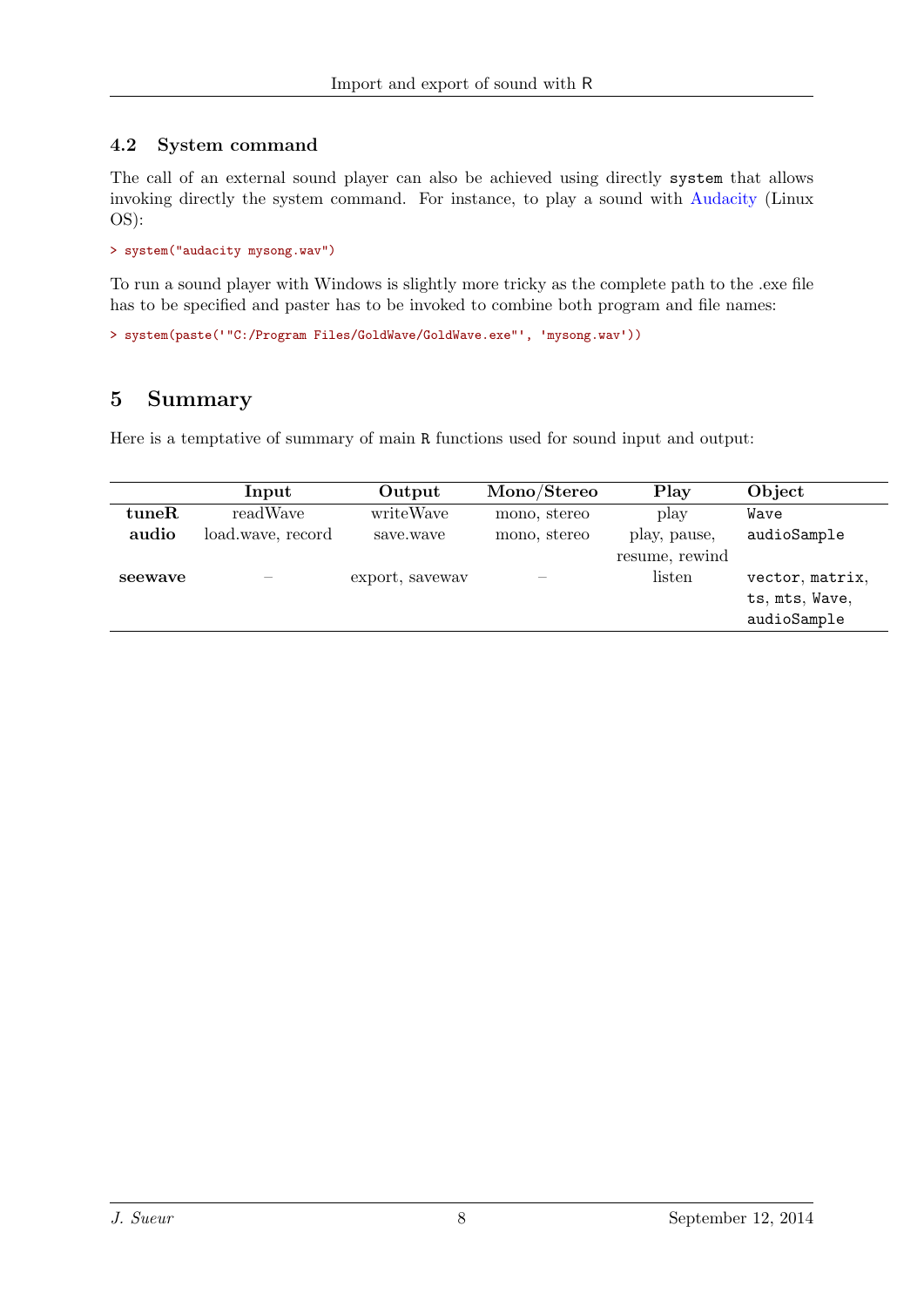### 4.2 System command

The call of an external sound player can also be achieved using directly `system` that allows invoking directly the system command. For instance, to play a sound with Audacity (Linux OS):

```
> system("audacity mysong.wav")
```

To run a sound player with Windows is slightly more tricky as the complete path to the .exe file has to be specified and paster has to be invoked to combine both program and file names:

```
> system(paste('"C:/Program Files/GoldWave/GoldWave.exe"', 'mysong.wav'))
```

## 5 Summary

Here is a temptative of summary of main R functions used for sound input and output:

| | Input | Output | Mono/Stereo | Play | Object |
|---|---|---|---|---|---|
| **tuneR** | readWave | writeWave | mono, stereo | play | `Wave` |
| **audio** | load.wave, record | save.wave | mono, stereo | play, pause, resume, rewind | `audioSample` |
| **seewave** | – | export, savewav | – | listen | `vector`, `matrix`, `ts`, `mts`, `Wave`, `audioSample` |